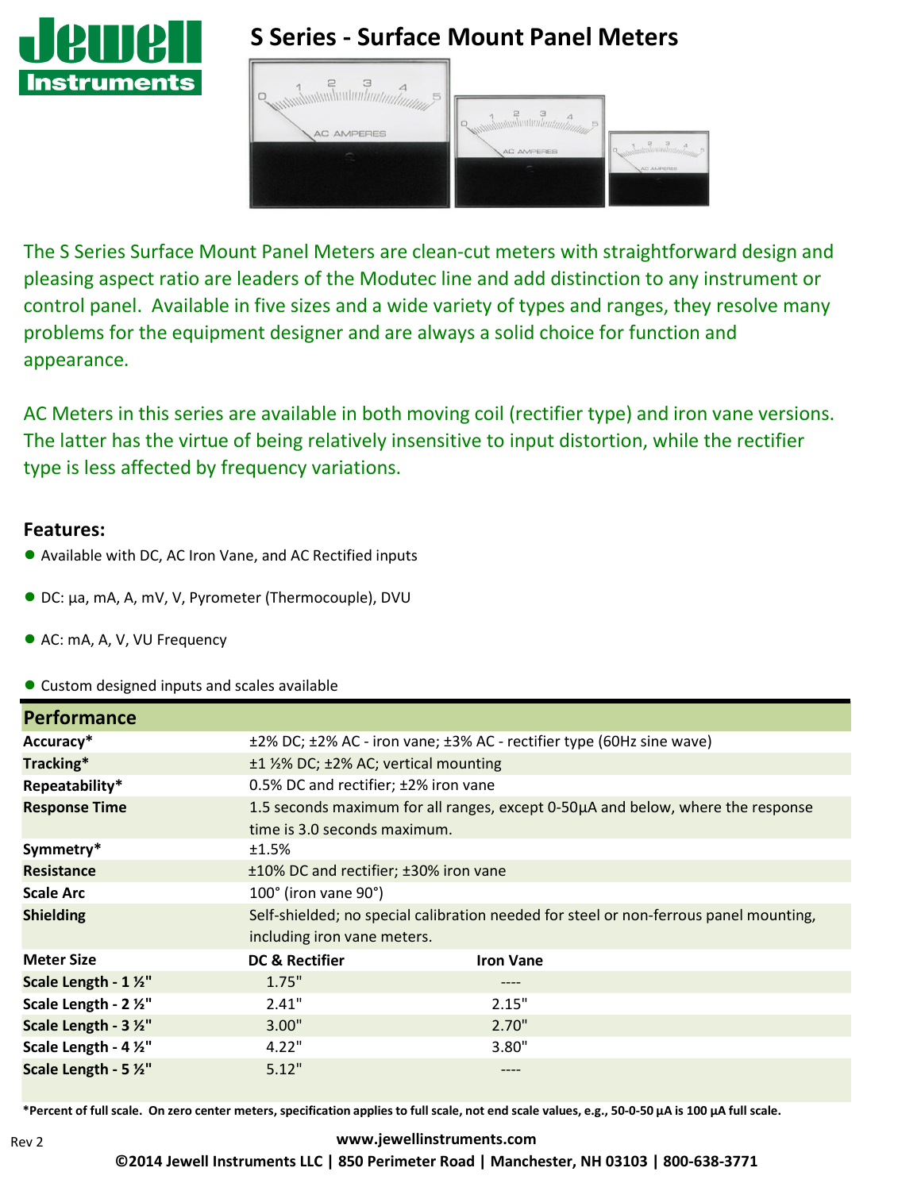# S Series - Surface Mount Panel Meters

The S Series Surface Mount Panel Meters are clean-cut meters with straightforward design and pleasing aspect ratio are leaders of the Modutec line and add distinction to any instrument or control panel. Available in five sizes and a wide variety of types and ranges, they resolve many problems for the equipment designer and are always a solid choice for function and appearance.

AC Meters in this series are available in both moving coil (rectifier type) and iron vane versions. The latter has the virtue of being relatively insensitive to input distortion, while the rectifier type is less affected by frequency variations.

## Features:

- Available with DC, AC Iron Vane, and AC Rectified inputs
- DC: µa, mA, A, mV, V, Pyrometer (Thermocouple), DVU
- AC: mA, A, V, VU Frequency
- Custom designed inputs and scales available

| Performance | | |
|---|---|---|
| **Accuracy*** | ±2% DC; ±2% AC - iron vane; ±3% AC - rectifier type (60Hz sine wave) | |
| **Tracking*** | ±1 ½% DC; ±2% AC; vertical mounting | |
| **Repeatability*** | 0.5% DC and rectifier; ±2% iron vane | |
| **Response Time** | 1.5 seconds maximum for all ranges, except 0-50µA and below, where the response time is 3.0 seconds maximum. | |
| **Symmetry*** | ±1.5% | |
| **Resistance** | ±10% DC and rectifier; ±30% iron vane | |
| **Scale Arc** | 100° (iron vane 90°) | |
| **Shielding** | Self-shielded; no special calibration needed for steel or non-ferrous panel mounting, including iron vane meters. | |
| **Meter Size** | **DC & Rectifier** | **Iron Vane** |
| **Scale Length - 1 ½"** | 1.75" | ---- |
| **Scale Length - 2 ½"** | 2.41" | 2.15" |
| **Scale Length - 3 ½"** | 3.00" | 2.70" |
| **Scale Length - 4 ½"** | 4.22" | 3.80" |
| **Scale Length - 5 ½"** | 5.12" | ---- |

***Percent of full scale. On zero center meters, specification applies to full scale, not end scale values, e.g., 50-0-50 µA is 100 µA full scale.**

Rev 2

**www.jewellinstruments.com**

**©2014 Jewell Instruments LLC | 850 Perimeter Road | Manchester, NH 03103 | 800-638-3771**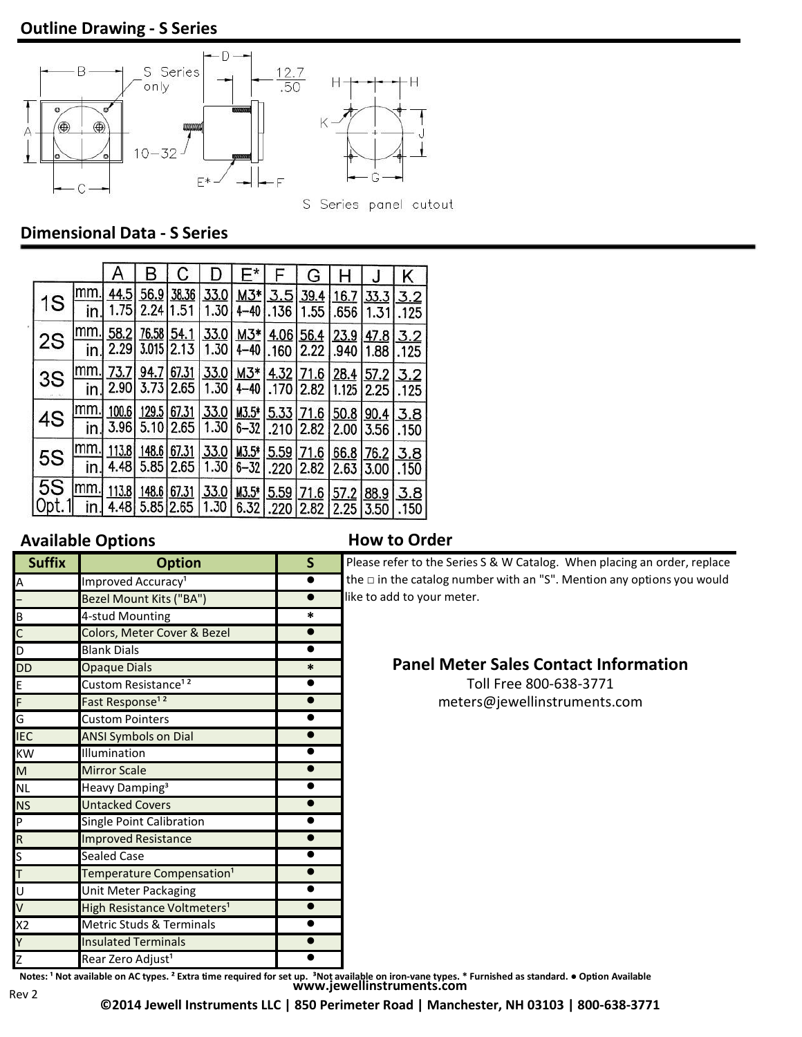## Outline Drawing - S Series

B

S Series only

D

12.7

.50

H H

A

K

J

10-32

C

E*

F

G

S Series panel cutout

## Dimensional Data - S Series

| | | A | B | C | D | E* | F | G | H | J | K |
|---|---|---|---|---|---|---|---|---|---|---|---|
| 1S | mm. | 44.5 | 56.9 | 38.36 | 33.0 | M3* | 3.5 | 39.4 | 16.7 | 33.3 | 3.2 |
| | in. | 1.75 | 2.24 | 1.51 | 1.30 | 4-40 | .136 | 1.55 | .656 | 1.31 | .125 |
| 2S | mm. | 58.2 | 76.58 | 54.1 | 33.0 | M3* | 4.06 | 56.4 | 23.9 | 47.8 | 3.2 |
| | in. | 2.29 | 3.015 | 2.13 | 1.30 | 4-40 | .160 | 2.22 | .940 | 1.88 | .125 |
| 3S | mm. | 73.7 | 94.7 | 67.31 | 33.0 | M3* | 4.32 | 71.6 | 28.4 | 57.2 | 3.2 |
| | in. | 2.90 | 3.73 | 2.65 | 1.30 | 4-40 | .170 | 2.82 | 1.125 | 2.25 | .125 |
| 4S | mm. | 100.6 | 129.5 | 67.31 | 33.0 | M3.5* | 5.33 | 71.6 | 50.8 | 90.4 | 3.8 |
| | in. | 3.96 | 5.10 | 2.65 | 1.30 | 6-32 | .210 | 2.82 | 2.00 | 3.56 | .150 |
| 5S | mm. | 113.8 | 148.6 | 67.31 | 33.0 | M3.5* | 5.59 | 71.6 | 66.8 | 76.2 | 3.8 |
| | in. | 4.48 | 5.85 | 2.65 | 1.30 | 6-32 | .220 | 2.82 | 2.63 | 3.00 | .150 |
| 5S Opt.1 | mm. | 113.8 | 148.6 | 67.31 | 33.0 | M3.5* | 5.59 | 71.6 | 57.2 | 88.9 | 3.8 |
| | in. | 4.48 | 5.85 | 2.65 | 1.30 | 6.32 | .220 | 2.82 | 2.25 | 3.50 | .150 |

## Available Options

| Suffix | Option | S |
|---|---|---|
| A | Improved Accuracy[1] | ● |
| – | Bezel Mount Kits ("BA") | ● |
| B | 4-stud Mounting | * |
| C | Colors, Meter Cover & Bezel | ● |
| D | Blank Dials | ● |
| DD | Opaque Dials | * |
| E | Custom Resistance[1,2] | ● |
| F | Fast Response[1,2] | ● |
| G | Custom Pointers | ● |
| IEC | ANSI Symbols on Dial | ● |
| KW | Illumination | ● |
| M | Mirror Scale | ● |
| NL | Heavy Damping[3] | ● |
| NS | Untacked Covers | ● |
| P | Single Point Calibration | ● |
| R | Improved Resistance | ● |
| S | Sealed Case | ● |
| T | Temperature Compensation[1] | ● |
| U | Unit Meter Packaging | ● |
| V | High Resistance Voltmeters[1] | ● |
| X2 | Metric Studs & Terminals | ● |
| Y | Insulated Terminals | ● |
| Z | Rear Zero Adjust[1] | ● |

Notes: [1] Not available on AC types. [2] Extra time required for set up. [3]Not available on iron-vane types. * Furnished as standard. ● Option Available

## How to Order

Please refer to the Series S & W Catalog. When placing an order, replace the □ in the catalog number with an "S". Mention any options you would like to add to your meter.

### Panel Meter Sales Contact Information

Toll Free 800-638-3771

meters@jewellinstruments.com

www.jewellinstruments.com

Rev 2

**©2014 Jewell Instruments LLC | 850 Perimeter Road | Manchester, NH 03103 | 800-638-3771**